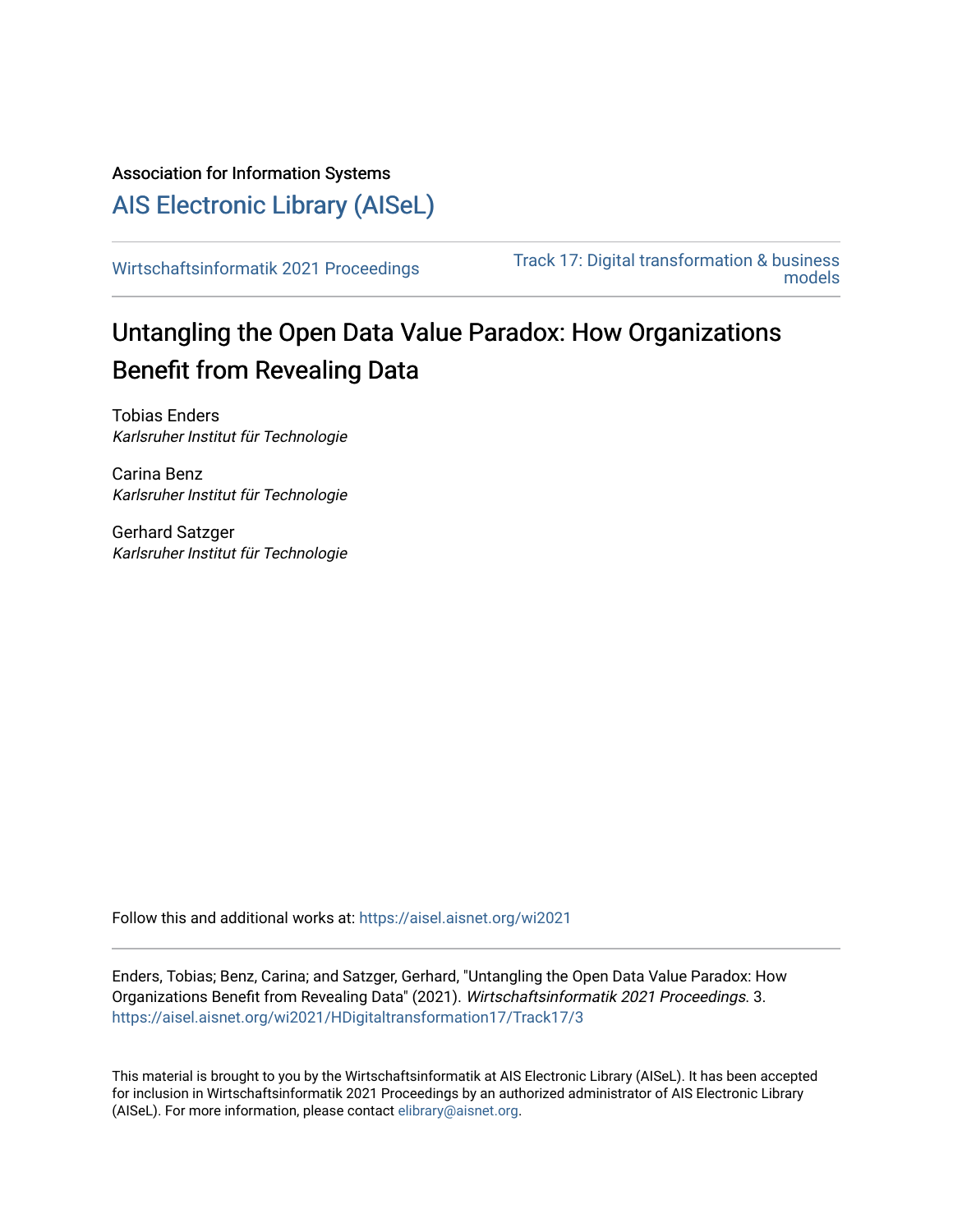Association for Information Systems

# AIS Electronic Library (AISeL)

Wirtschaftsinformatik 2021 Proceedings

Track 17: Digital transformation & business models

## Untangling the Open Data Value Paradox: How Organizations Benefit from Revealing Data

Tobias Enders
*Karlsruher Institut für Technologie*

Carina Benz
*Karlsruher Institut für Technologie*

Gerhard Satzger
*Karlsruher Institut für Technologie*

Follow this and additional works at: https://aisel.aisnet.org/wi2021

Enders, Tobias; Benz, Carina; and Satzger, Gerhard, "Untangling the Open Data Value Paradox: How Organizations Benefit from Revealing Data" (2021). *Wirtschaftsinformatik 2021 Proceedings*. 3.
https://aisel.aisnet.org/wi2021/HDigitaltransformation17/Track17/3

This material is brought to you by the Wirtschaftsinformatik at AIS Electronic Library (AISeL). It has been accepted for inclusion in Wirtschaftsinformatik 2021 Proceedings by an authorized administrator of AIS Electronic Library (AISeL). For more information, please contact elibrary@aisnet.org.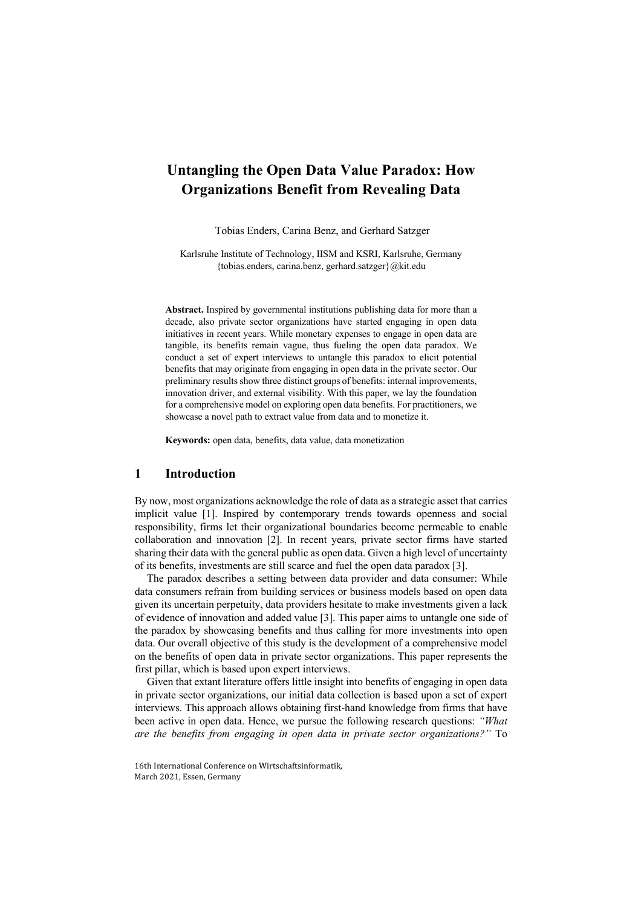# Untangling the Open Data Value Paradox: How Organizations Benefit from Revealing Data

Tobias Enders, Carina Benz, and Gerhard Satzger

Karlsruhe Institute of Technology, IISM and KSRI, Karlsruhe, Germany
{tobias.enders, carina.benz, gerhard.satzger}@kit.edu

**Abstract.** Inspired by governmental institutions publishing data for more than a decade, also private sector organizations have started engaging in open data initiatives in recent years. While monetary expenses to engage in open data are tangible, its benefits remain vague, thus fueling the open data paradox. We conduct a set of expert interviews to untangle this paradox to elicit potential benefits that may originate from engaging in open data in the private sector. Our preliminary results show three distinct groups of benefits: internal improvements, innovation driver, and external visibility. With this paper, we lay the foundation for a comprehensive model on exploring open data benefits. For practitioners, we showcase a novel path to extract value from data and to monetize it.

**Keywords:** open data, benefits, data value, data monetization

## 1 Introduction

By now, most organizations acknowledge the role of data as a strategic asset that carries implicit value [1]. Inspired by contemporary trends towards openness and social responsibility, firms let their organizational boundaries become permeable to enable collaboration and innovation [2]. In recent years, private sector firms have started sharing their data with the general public as open data. Given a high level of uncertainty of its benefits, investments are still scarce and fuel the open data paradox [3].

The paradox describes a setting between data provider and data consumer: While data consumers refrain from building services or business models based on open data given its uncertain perpetuity, data providers hesitate to make investments given a lack of evidence of innovation and added value [3]. This paper aims to untangle one side of the paradox by showcasing benefits and thus calling for more investments into open data. Our overall objective of this study is the development of a comprehensive model on the benefits of open data in private sector organizations. This paper represents the first pillar, which is based upon expert interviews.

Given that extant literature offers little insight into benefits of engaging in open data in private sector organizations, our initial data collection is based upon a set of expert interviews. This approach allows obtaining first-hand knowledge from firms that have been active in open data. Hence, we pursue the following research questions: *"What are the benefits from engaging in open data in private sector organizations?"* To

16th International Conference on Wirtschaftsinformatik,
March 2021, Essen, Germany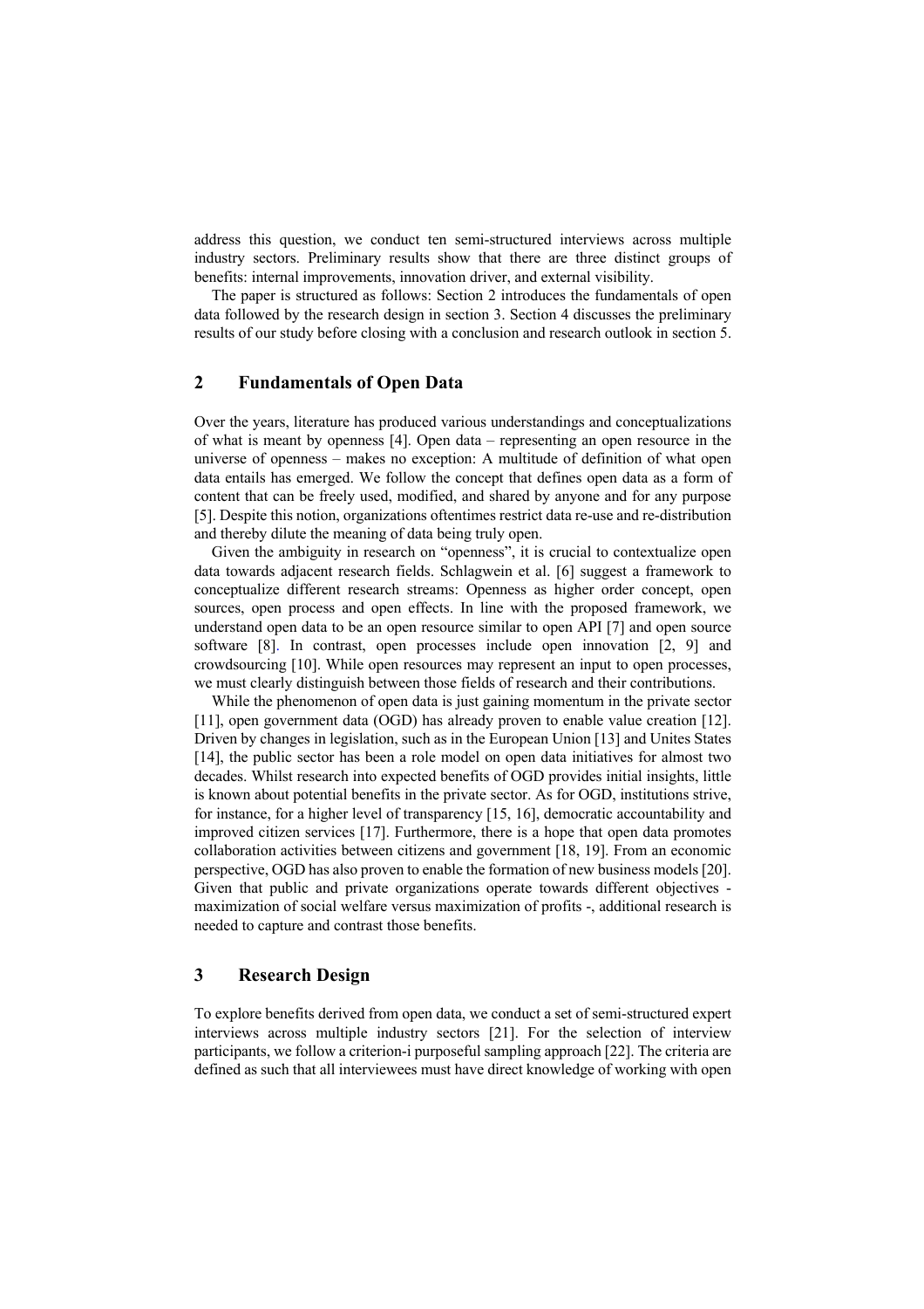address this question, we conduct ten semi-structured interviews across multiple industry sectors. Preliminary results show that there are three distinct groups of benefits: internal improvements, innovation driver, and external visibility.

The paper is structured as follows: Section 2 introduces the fundamentals of open data followed by the research design in section 3. Section 4 discusses the preliminary results of our study before closing with a conclusion and research outlook in section 5.

## 2 Fundamentals of Open Data

Over the years, literature has produced various understandings and conceptualizations of what is meant by openness [4]. Open data – representing an open resource in the universe of openness – makes no exception: A multitude of definition of what open data entails has emerged. We follow the concept that defines open data as a form of content that can be freely used, modified, and shared by anyone and for any purpose [5]. Despite this notion, organizations oftentimes restrict data re-use and re-distribution and thereby dilute the meaning of data being truly open.

Given the ambiguity in research on "openness", it is crucial to contextualize open data towards adjacent research fields. Schlagwein et al. [6] suggest a framework to conceptualize different research streams: Openness as higher order concept, open sources, open process and open effects. In line with the proposed framework, we understand open data to be an open resource similar to open API [7] and open source software [8]. In contrast, open processes include open innovation [2, 9] and crowdsourcing [10]. While open resources may represent an input to open processes, we must clearly distinguish between those fields of research and their contributions.

While the phenomenon of open data is just gaining momentum in the private sector [11], open government data (OGD) has already proven to enable value creation [12]. Driven by changes in legislation, such as in the European Union [13] and Unites States [14], the public sector has been a role model on open data initiatives for almost two decades. Whilst research into expected benefits of OGD provides initial insights, little is known about potential benefits in the private sector. As for OGD, institutions strive, for instance, for a higher level of transparency [15, 16], democratic accountability and improved citizen services [17]. Furthermore, there is a hope that open data promotes collaboration activities between citizens and government [18, 19]. From an economic perspective, OGD has also proven to enable the formation of new business models [20]. Given that public and private organizations operate towards different objectives - maximization of social welfare versus maximization of profits -, additional research is needed to capture and contrast those benefits.

## 3 Research Design

To explore benefits derived from open data, we conduct a set of semi-structured expert interviews across multiple industry sectors [21]. For the selection of interview participants, we follow a criterion-i purposeful sampling approach [22]. The criteria are defined as such that all interviewees must have direct knowledge of working with open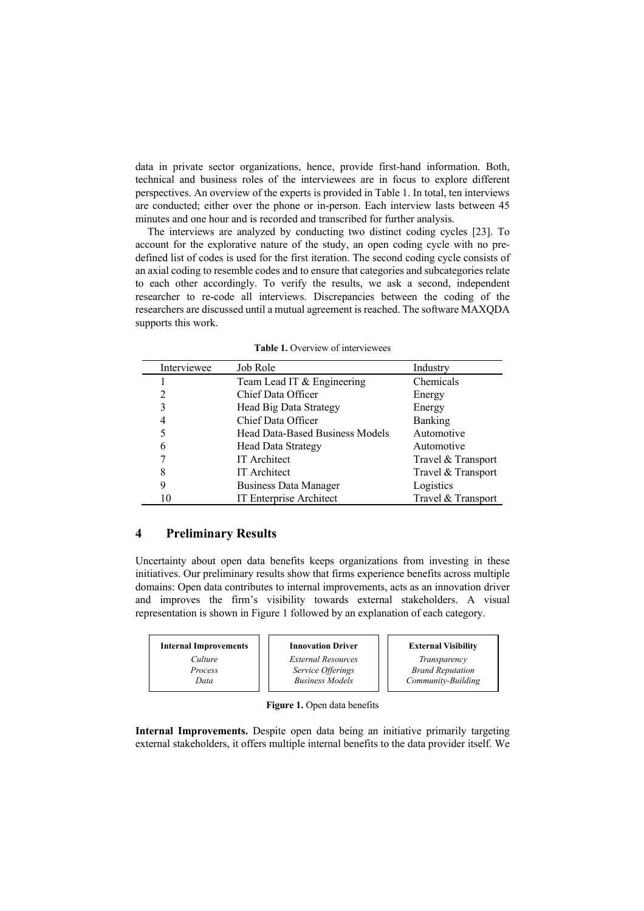data in private sector organizations, hence, provide first-hand information. Both, technical and business roles of the interviewees are in focus to explore different perspectives. An overview of the experts is provided in Table 1. In total, ten interviews are conducted; either over the phone or in-person. Each interview lasts between 45 minutes and one hour and is recorded and transcribed for further analysis.

The interviews are analyzed by conducting two distinct coding cycles [23]. To account for the explorative nature of the study, an open coding cycle with no pre-defined list of codes is used for the first iteration. The second coding cycle consists of an axial coding to resemble codes and to ensure that categories and subcategories relate to each other accordingly. To verify the results, we ask a second, independent researcher to re-code all interviews. Discrepancies between the coding of the researchers are discussed until a mutual agreement is reached. The software MAXQDA supports this work.

**Table 1.** Overview of interviewees

| Interviewee | Job Role | Industry |
|---|---|---|
| 1 | Team Lead IT & Engineering | Chemicals |
| 2 | Chief Data Officer | Energy |
| 3 | Head Big Data Strategy | Energy |
| 4 | Chief Data Officer | Banking |
| 5 | Head Data-Based Business Models | Automotive |
| 6 | Head Data Strategy | Automotive |
| 7 | IT Architect | Travel & Transport |
| 8 | IT Architect | Travel & Transport |
| 9 | Business Data Manager | Logistics |
| 10 | IT Enterprise Architect | Travel & Transport |

## 4 Preliminary Results

Uncertainty about open data benefits keeps organizations from investing in these initiatives. Our preliminary results show that firms experience benefits across multiple domains: Open data contributes to internal improvements, acts as an innovation driver and improves the firm's visibility towards external stakeholders. A visual representation is shown in Figure 1 followed by an explanation of each category.

| Internal Improvements | Innovation Driver | External Visibility |
|---|---|---|
| *Culture* | *External Resources* | *Transparency* |
| *Process* | *Service Offerings* | *Brand Reputation* |
| *Data* | *Business Models* | *Community-Building* |

**Figure 1.** Open data benefits

**Internal Improvements.** Despite open data being an initiative primarily targeting external stakeholders, it offers multiple internal benefits to the data provider itself. We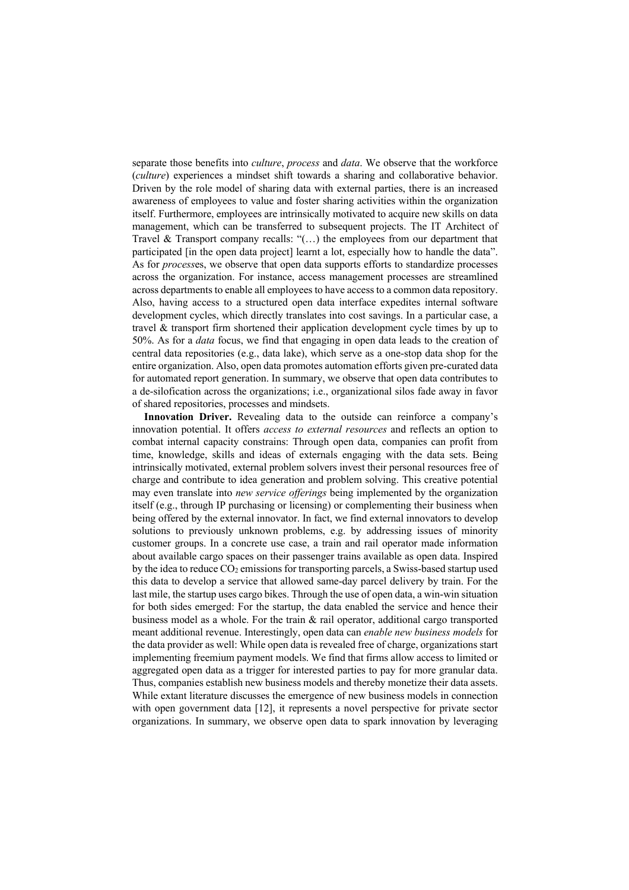separate those benefits into *culture*, *process* and *data*. We observe that the workforce (*culture*) experiences a mindset shift towards a sharing and collaborative behavior. Driven by the role model of sharing data with external parties, there is an increased awareness of employees to value and foster sharing activities within the organization itself. Furthermore, employees are intrinsically motivated to acquire new skills on data management, which can be transferred to subsequent projects. The IT Architect of Travel & Transport company recalls: "(…) the employees from our department that participated [in the open data project] learnt a lot, especially how to handle the data". As for *process*es, we observe that open data supports efforts to standardize processes across the organization. For instance, access management processes are streamlined across departments to enable all employees to have access to a common data repository. Also, having access to a structured open data interface expedites internal software development cycles, which directly translates into cost savings. In a particular case, a travel & transport firm shortened their application development cycle times by up to 50%. As for a *data* focus, we find that engaging in open data leads to the creation of central data repositories (e.g., data lake), which serve as a one-stop data shop for the entire organization. Also, open data promotes automation efforts given pre-curated data for automated report generation. In summary, we observe that open data contributes to a de-silofication across the organizations; i.e., organizational silos fade away in favor of shared repositories, processes and mindsets.

**Innovation Driver.** Revealing data to the outside can reinforce a company's innovation potential. It offers *access to external resources* and reflects an option to combat internal capacity constrains: Through open data, companies can profit from time, knowledge, skills and ideas of externals engaging with the data sets. Being intrinsically motivated, external problem solvers invest their personal resources free of charge and contribute to idea generation and problem solving. This creative potential may even translate into *new service offerings* being implemented by the organization itself (e.g., through IP purchasing or licensing) or complementing their business when being offered by the external innovator. In fact, we find external innovators to develop solutions to previously unknown problems, e.g. by addressing issues of minority customer groups. In a concrete use case, a train and rail operator made information about available cargo spaces on their passenger trains available as open data. Inspired by the idea to reduce $CO_2$ emissions for transporting parcels, a Swiss-based startup used this data to develop a service that allowed same-day parcel delivery by train. For the last mile, the startup uses cargo bikes. Through the use of open data, a win-win situation for both sides emerged: For the startup, the data enabled the service and hence their business model as a whole. For the train & rail operator, additional cargo transported meant additional revenue. Interestingly, open data can *enable new business models* for the data provider as well: While open data is revealed free of charge, organizations start implementing freemium payment models. We find that firms allow access to limited or aggregated open data as a trigger for interested parties to pay for more granular data. Thus, companies establish new business models and thereby monetize their data assets. While extant literature discusses the emergence of new business models in connection with open government data [12], it represents a novel perspective for private sector organizations. In summary, we observe open data to spark innovation by leveraging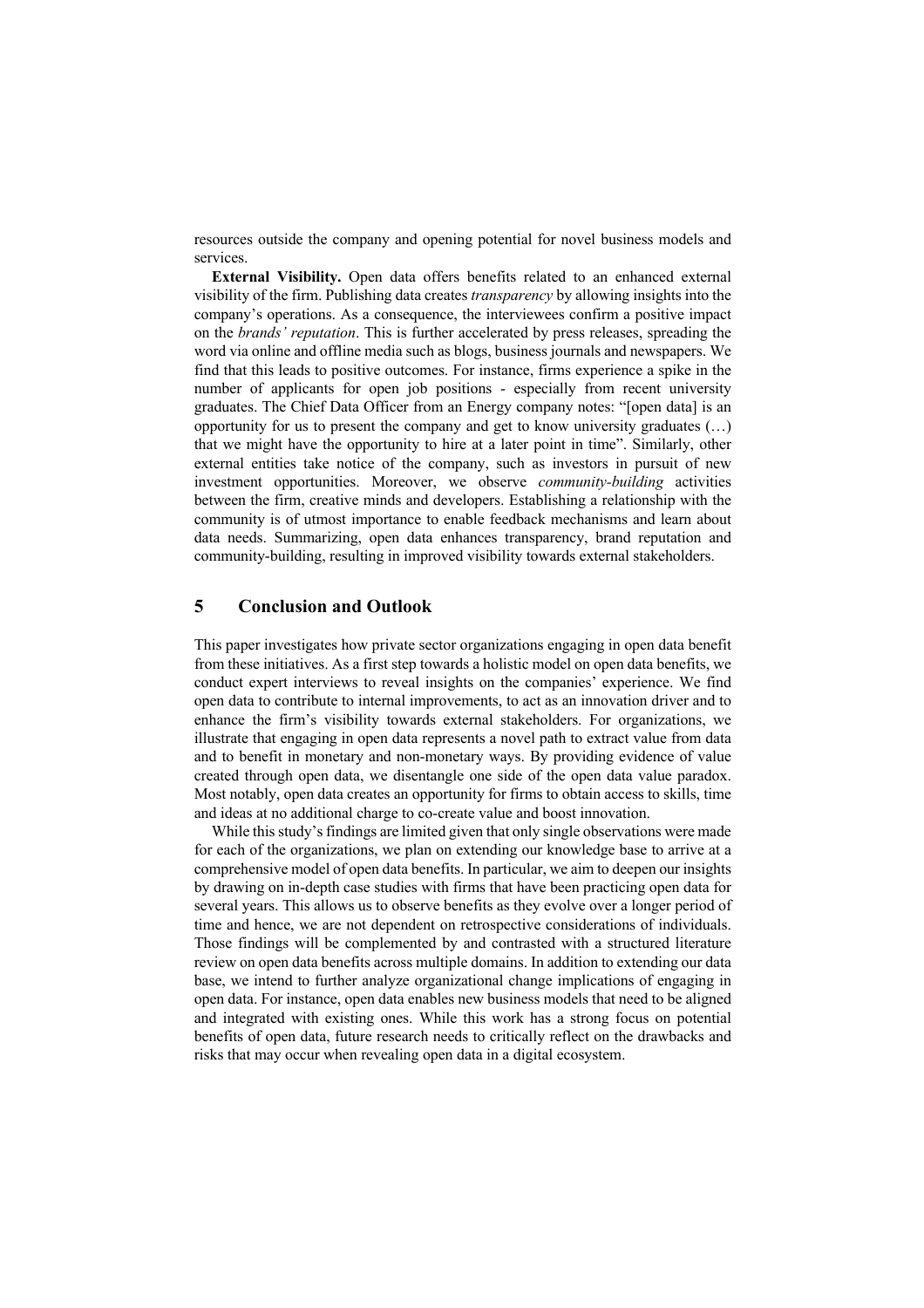resources outside the company and opening potential for novel business models and services.

**External Visibility.** Open data offers benefits related to an enhanced external visibility of the firm. Publishing data creates *transparency* by allowing insights into the company's operations. As a consequence, the interviewees confirm a positive impact on the *brands' reputation*. This is further accelerated by press releases, spreading the word via online and offline media such as blogs, business journals and newspapers. We find that this leads to positive outcomes. For instance, firms experience a spike in the number of applicants for open job positions - especially from recent university graduates. The Chief Data Officer from an Energy company notes: "[open data] is an opportunity for us to present the company and get to know university graduates (…) that we might have the opportunity to hire at a later point in time". Similarly, other external entities take notice of the company, such as investors in pursuit of new investment opportunities. Moreover, we observe *community-building* activities between the firm, creative minds and developers. Establishing a relationship with the community is of utmost importance to enable feedback mechanisms and learn about data needs. Summarizing, open data enhances transparency, brand reputation and community-building, resulting in improved visibility towards external stakeholders.

## 5 Conclusion and Outlook

This paper investigates how private sector organizations engaging in open data benefit from these initiatives. As a first step towards a holistic model on open data benefits, we conduct expert interviews to reveal insights on the companies' experience. We find open data to contribute to internal improvements, to act as an innovation driver and to enhance the firm's visibility towards external stakeholders. For organizations, we illustrate that engaging in open data represents a novel path to extract value from data and to benefit in monetary and non-monetary ways. By providing evidence of value created through open data, we disentangle one side of the open data value paradox. Most notably, open data creates an opportunity for firms to obtain access to skills, time and ideas at no additional charge to co-create value and boost innovation.

While this study's findings are limited given that only single observations were made for each of the organizations, we plan on extending our knowledge base to arrive at a comprehensive model of open data benefits. In particular, we aim to deepen our insights by drawing on in-depth case studies with firms that have been practicing open data for several years. This allows us to observe benefits as they evolve over a longer period of time and hence, we are not dependent on retrospective considerations of individuals. Those findings will be complemented by and contrasted with a structured literature review on open data benefits across multiple domains. In addition to extending our data base, we intend to further analyze organizational change implications of engaging in open data. For instance, open data enables new business models that need to be aligned and integrated with existing ones. While this work has a strong focus on potential benefits of open data, future research needs to critically reflect on the drawbacks and risks that may occur when revealing open data in a digital ecosystem.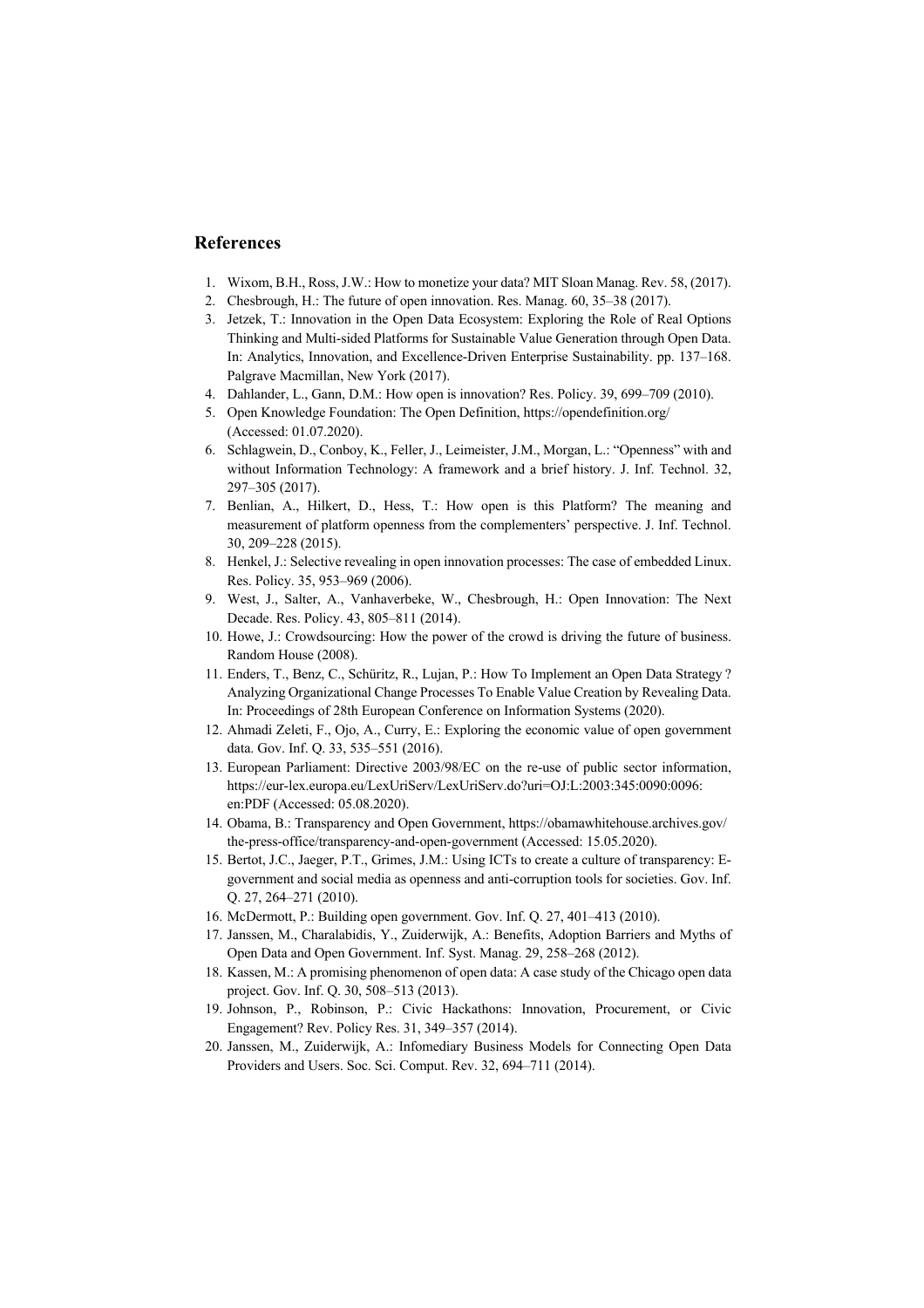## References

1. Wixom, B.H., Ross, J.W.: How to monetize your data? MIT Sloan Manag. Rev. 58, (2017).
2. Chesbrough, H.: The future of open innovation. Res. Manag. 60, 35–38 (2017).
3. Jetzek, T.: Innovation in the Open Data Ecosystem: Exploring the Role of Real Options Thinking and Multi-sided Platforms for Sustainable Value Generation through Open Data. In: Analytics, Innovation, and Excellence-Driven Enterprise Sustainability. pp. 137–168. Palgrave Macmillan, New York (2017).
4. Dahlander, L., Gann, D.M.: How open is innovation? Res. Policy. 39, 699–709 (2010).
5. Open Knowledge Foundation: The Open Definition, https://opendefinition.org/ (Accessed: 01.07.2020).
6. Schlagwein, D., Conboy, K., Feller, J., Leimeister, J.M., Morgan, L.: "Openness" with and without Information Technology: A framework and a brief history. J. Inf. Technol. 32, 297–305 (2017).
7. Benlian, A., Hilkert, D., Hess, T.: How open is this Platform? The meaning and measurement of platform openness from the complementers' perspective. J. Inf. Technol. 30, 209–228 (2015).
8. Henkel, J.: Selective revealing in open innovation processes: The case of embedded Linux. Res. Policy. 35, 953–969 (2006).
9. West, J., Salter, A., Vanhaverbeke, W., Chesbrough, H.: Open Innovation: The Next Decade. Res. Policy. 43, 805–811 (2014).
10. Howe, J.: Crowdsourcing: How the power of the crowd is driving the future of business. Random House (2008).
11. Enders, T., Benz, C., Schüritz, R., Lujan, P.: How To Implement an Open Data Strategy ? Analyzing Organizational Change Processes To Enable Value Creation by Revealing Data. In: Proceedings of 28th European Conference on Information Systems (2020).
12. Ahmadi Zeleti, F., Ojo, A., Curry, E.: Exploring the economic value of open government data. Gov. Inf. Q. 33, 535–551 (2016).
13. European Parliament: Directive 2003/98/EC on the re-use of public sector information, https://eur-lex.europa.eu/LexUriServ/LexUriServ.do?uri=OJ:L:2003:345:0090:0096:en:PDF (Accessed: 05.08.2020).
14. Obama, B.: Transparency and Open Government, https://obamawhitehouse.archives.gov/the-press-office/transparency-and-open-government (Accessed: 15.05.2020).
15. Bertot, J.C., Jaeger, P.T., Grimes, J.M.: Using ICTs to create a culture of transparency: E-government and social media as openness and anti-corruption tools for societies. Gov. Inf. Q. 27, 264–271 (2010).
16. McDermott, P.: Building open government. Gov. Inf. Q. 27, 401–413 (2010).
17. Janssen, M., Charalabidis, Y., Zuiderwijk, A.: Benefits, Adoption Barriers and Myths of Open Data and Open Government. Inf. Syst. Manag. 29, 258–268 (2012).
18. Kassen, M.: A promising phenomenon of open data: A case study of the Chicago open data project. Gov. Inf. Q. 30, 508–513 (2013).
19. Johnson, P., Robinson, P.: Civic Hackathons: Innovation, Procurement, or Civic Engagement? Rev. Policy Res. 31, 349–357 (2014).
20. Janssen, M., Zuiderwijk, A.: Infomediary Business Models for Connecting Open Data Providers and Users. Soc. Sci. Comput. Rev. 32, 694–711 (2014).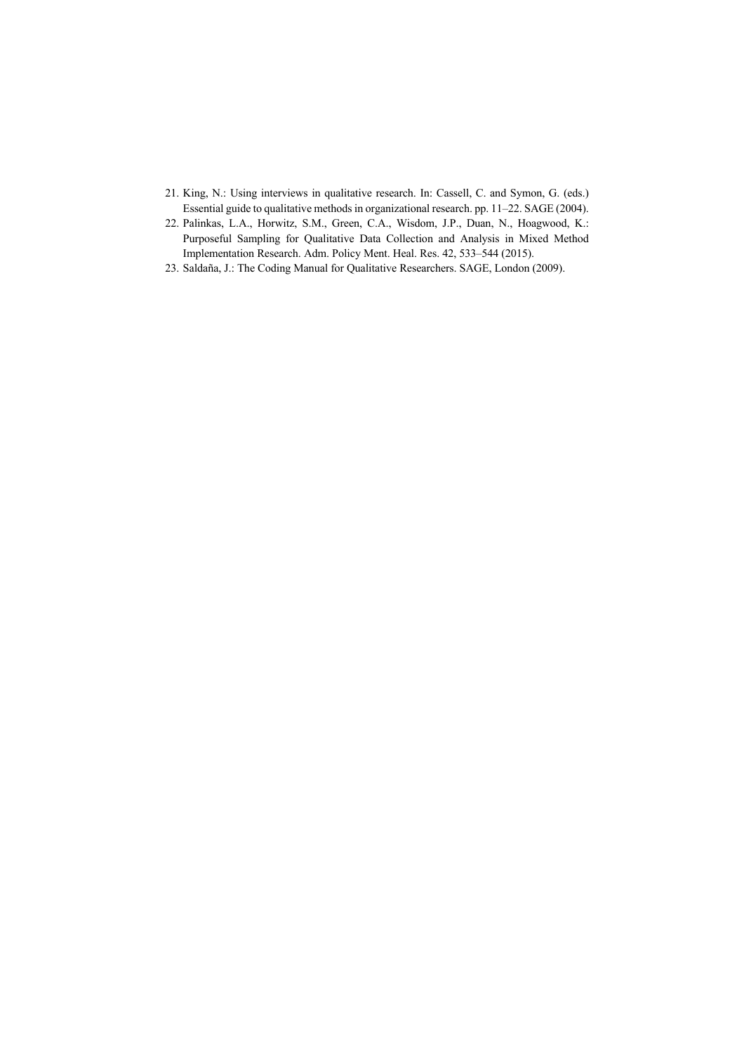21. King, N.: Using interviews in qualitative research. In: Cassell, C. and Symon, G. (eds.) Essential guide to qualitative methods in organizational research. pp. 11–22. SAGE (2004).
22. Palinkas, L.A., Horwitz, S.M., Green, C.A., Wisdom, J.P., Duan, N., Hoagwood, K.: Purposeful Sampling for Qualitative Data Collection and Analysis in Mixed Method Implementation Research. Adm. Policy Ment. Heal. Res. 42, 533–544 (2015).
23. Saldaña, J.: The Coding Manual for Qualitative Researchers. SAGE, London (2009).